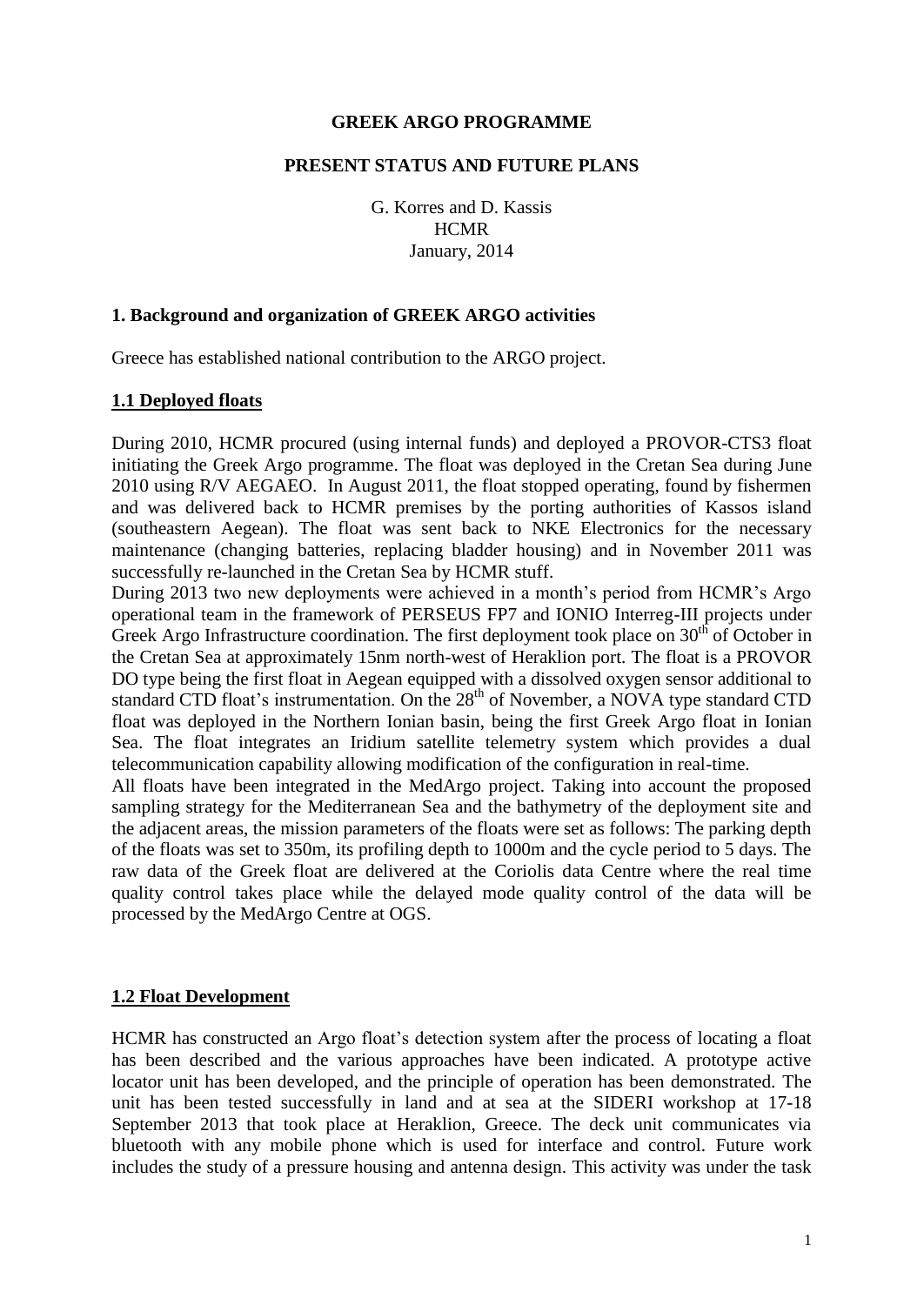**GREEK ARGO PROGRAMME**

**PRESENT STATUS AND FUTURE PLANS**

G. Korres and D. Kassis
HCMR
January, 2014

## 1. Background and organization of GREEK ARGO activities

Greece has established national contribution to the ARGO project.

### 1.1 Deployed floats

During 2010, HCMR procured (using internal funds) and deployed a PROVOR-CTS3 float initiating the Greek Argo programme. The float was deployed in the Cretan Sea during June 2010 using R/V AEGAEO. In August 2011, the float stopped operating, found by fishermen and was delivered back to HCMR premises by the porting authorities of Kassos island (southeastern Aegean). The float was sent back to NKE Electronics for the necessary maintenance (changing batteries, replacing bladder housing) and in November 2011 was successfully re-launched in the Cretan Sea by HCMR stuff.

During 2013 two new deployments were achieved in a month's period from HCMR's Argo operational team in the framework of PERSEUS FP7 and IONIO Interreg-III projects under Greek Argo Infrastructure coordination. The first deployment took place on 30th of October in the Cretan Sea at approximately 15nm north-west of Heraklion port. The float is a PROVOR DO type being the first float in Aegean equipped with a dissolved oxygen sensor additional to standard CTD float's instrumentation. On the 28th of November, a NOVA type standard CTD float was deployed in the Northern Ionian basin, being the first Greek Argo float in Ionian Sea. The float integrates an Iridium satellite telemetry system which provides a dual telecommunication capability allowing modification of the configuration in real-time.

All floats have been integrated in the MedArgo project. Taking into account the proposed sampling strategy for the Mediterranean Sea and the bathymetry of the deployment site and the adjacent areas, the mission parameters of the floats were set as follows: The parking depth of the floats was set to 350m, its profiling depth to 1000m and the cycle period to 5 days. The raw data of the Greek float are delivered at the Coriolis data Centre where the real time quality control takes place while the delayed mode quality control of the data will be processed by the MedArgo Centre at OGS.

### 1.2 Float Development

HCMR has constructed an Argo float's detection system after the process of locating a float has been described and the various approaches have been indicated. A prototype active locator unit has been developed, and the principle of operation has been demonstrated. The unit has been tested successfully in land and at sea at the SIDERI workshop at 17-18 September 2013 that took place at Heraklion, Greece. The deck unit communicates via bluetooth with any mobile phone which is used for interface and control. Future work includes the study of a pressure housing and antenna design. This activity was under the task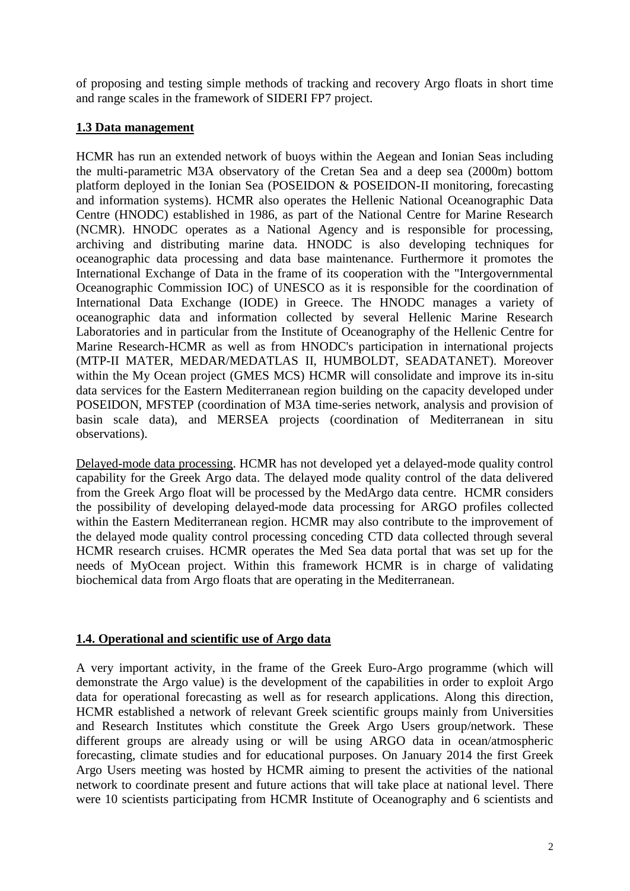of proposing and testing simple methods of tracking and recovery Argo floats in short time and range scales in the framework of SIDERI FP7 project.

## 1.3 Data management

HCMR has run an extended network of buoys within the Aegean and Ionian Seas including the multi-parametric M3A observatory of the Cretan Sea and a deep sea (2000m) bottom platform deployed in the Ionian Sea (POSEIDON & POSEIDON-II monitoring, forecasting and information systems). HCMR also operates the Hellenic National Oceanographic Data Centre (HNODC) established in 1986, as part of the National Centre for Marine Research (NCMR). HNODC operates as a National Agency and is responsible for processing, archiving and distributing marine data. HNODC is also developing techniques for oceanographic data processing and data base maintenance. Furthermore it promotes the International Exchange of Data in the frame of its cooperation with the "Intergovernmental Oceanographic Commission IOC) of UNESCO as it is responsible for the coordination of International Data Exchange (IODE) in Greece. The HNODC manages a variety of oceanographic data and information collected by several Hellenic Marine Research Laboratories and in particular from the Institute of Oceanography of the Hellenic Centre for Marine Research-HCMR as well as from HNODC's participation in international projects (MTP-II MATER, MEDAR/MEDATLAS II, HUMBOLDT, SEADATANET). Moreover within the My Ocean project (GMES MCS) HCMR will consolidate and improve its in-situ data services for the Eastern Mediterranean region building on the capacity developed under POSEIDON, MFSTEP (coordination of M3A time-series network, analysis and provision of basin scale data), and MERSEA projects (coordination of Mediterranean in situ observations).

Delayed-mode data processing. HCMR has not developed yet a delayed-mode quality control capability for the Greek Argo data. The delayed mode quality control of the data delivered from the Greek Argo float will be processed by the MedArgo data centre. HCMR considers the possibility of developing delayed-mode data processing for ARGO profiles collected within the Eastern Mediterranean region. HCMR may also contribute to the improvement of the delayed mode quality control processing conceding CTD data collected through several HCMR research cruises. HCMR operates the Med Sea data portal that was set up for the needs of MyOcean project. Within this framework HCMR is in charge of validating biochemical data from Argo floats that are operating in the Mediterranean.

## 1.4. Operational and scientific use of Argo data

A very important activity, in the frame of the Greek Euro-Argo programme (which will demonstrate the Argo value) is the development of the capabilities in order to exploit Argo data for operational forecasting as well as for research applications. Along this direction, HCMR established a network of relevant Greek scientific groups mainly from Universities and Research Institutes which constitute the Greek Argo Users group/network. These different groups are already using or will be using ARGO data in ocean/atmospheric forecasting, climate studies and for educational purposes. On January 2014 the first Greek Argo Users meeting was hosted by HCMR aiming to present the activities of the national network to coordinate present and future actions that will take place at national level. There were 10 scientists participating from HCMR Institute of Oceanography and 6 scientists and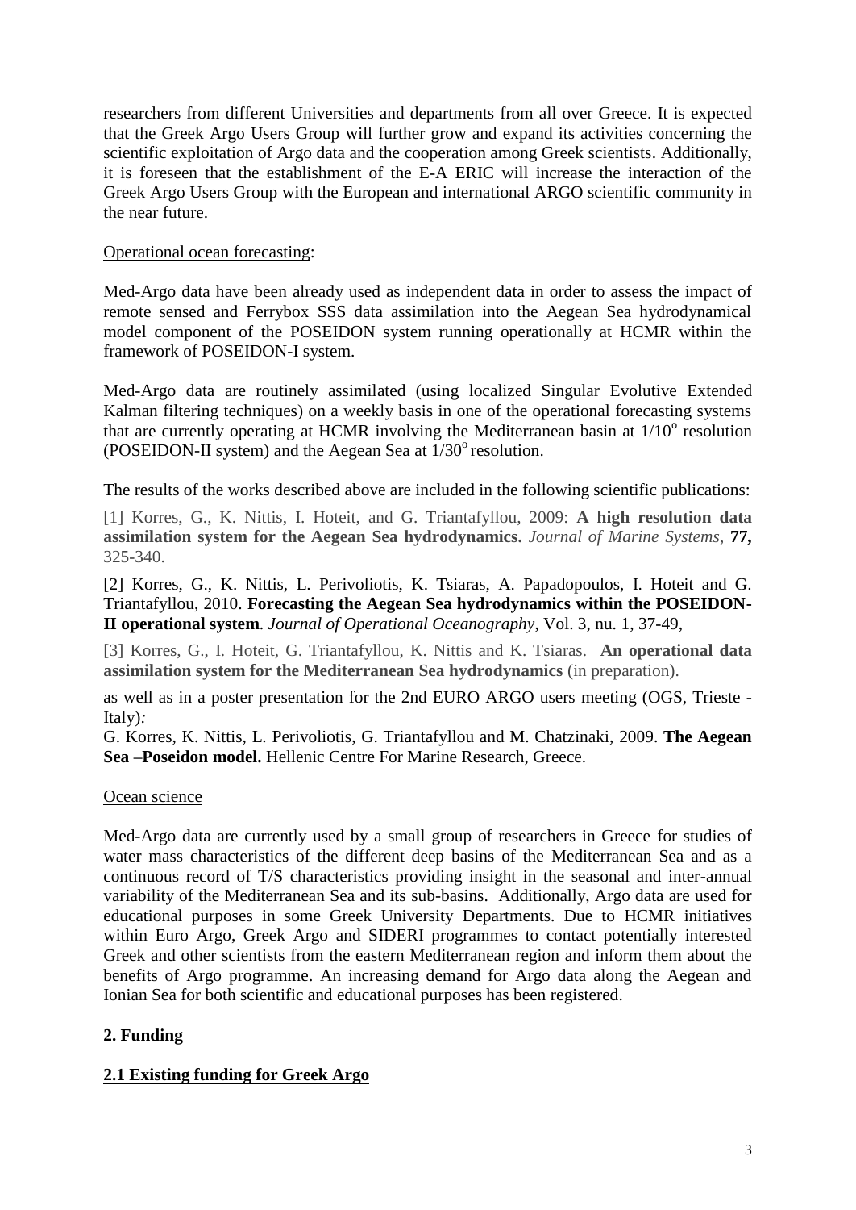researchers from different Universities and departments from all over Greece. It is expected that the Greek Argo Users Group will further grow and expand its activities concerning the scientific exploitation of Argo data and the cooperation among Greek scientists. Additionally, it is foreseen that the establishment of the E-A ERIC will increase the interaction of the Greek Argo Users Group with the European and international ARGO scientific community in the near future.

Operational ocean forecasting:

Med-Argo data have been already used as independent data in order to assess the impact of remote sensed and Ferrybox SSS data assimilation into the Aegean Sea hydrodynamical model component of the POSEIDON system running operationally at HCMR within the framework of POSEIDON-I system.

Med-Argo data are routinely assimilated (using localized Singular Evolutive Extended Kalman filtering techniques) on a weekly basis in one of the operational forecasting systems that are currently operating at HCMR involving the Mediterranean basin at $1/10^o$ resolution (POSEIDON-II system) and the Aegean Sea at $1/30^o$ resolution.

The results of the works described above are included in the following scientific publications:

[1] Korres, G., K. Nittis, I. Hoteit, and G. Triantafyllou, 2009: **A high resolution data assimilation system for the Aegean Sea hydrodynamics.** *Journal of Marine Systems*, **77,** 325-340.

[2] Korres, G., K. Nittis, L. Perivoliotis, K. Tsiaras, A. Papadopoulos, I. Hoteit and G. Triantafyllou, 2010. **Forecasting the Aegean Sea hydrodynamics within the POSEIDON-II operational system**. *Journal of Operational Oceanography*, Vol. 3, nu. 1, 37-49,

[3] Korres, G., I. Hoteit, G. Triantafyllou, K. Nittis and K. Tsiaras. **An operational data assimilation system for the Mediterranean Sea hydrodynamics** (in preparation).

as well as in a poster presentation for the 2nd EURO ARGO users meeting (OGS, Trieste - Italy)*:*

G. Korres, K. Nittis, L. Perivoliotis, G. Triantafyllou and M. Chatzinaki, 2009. **The Aegean Sea –Poseidon model.** Hellenic Centre For Marine Research, Greece.

Ocean science

Med-Argo data are currently used by a small group of researchers in Greece for studies of water mass characteristics of the different deep basins of the Mediterranean Sea and as a continuous record of T/S characteristics providing insight in the seasonal and inter-annual variability of the Mediterranean Sea and its sub-basins. Additionally, Argo data are used for educational purposes in some Greek University Departments. Due to HCMR initiatives within Euro Argo, Greek Argo and SIDERI programmes to contact potentially interested Greek and other scientists from the eastern Mediterranean region and inform them about the benefits of Argo programme. An increasing demand for Argo data along the Aegean and Ionian Sea for both scientific and educational purposes has been registered.

## 2. Funding

### 2.1 Existing funding for Greek Argo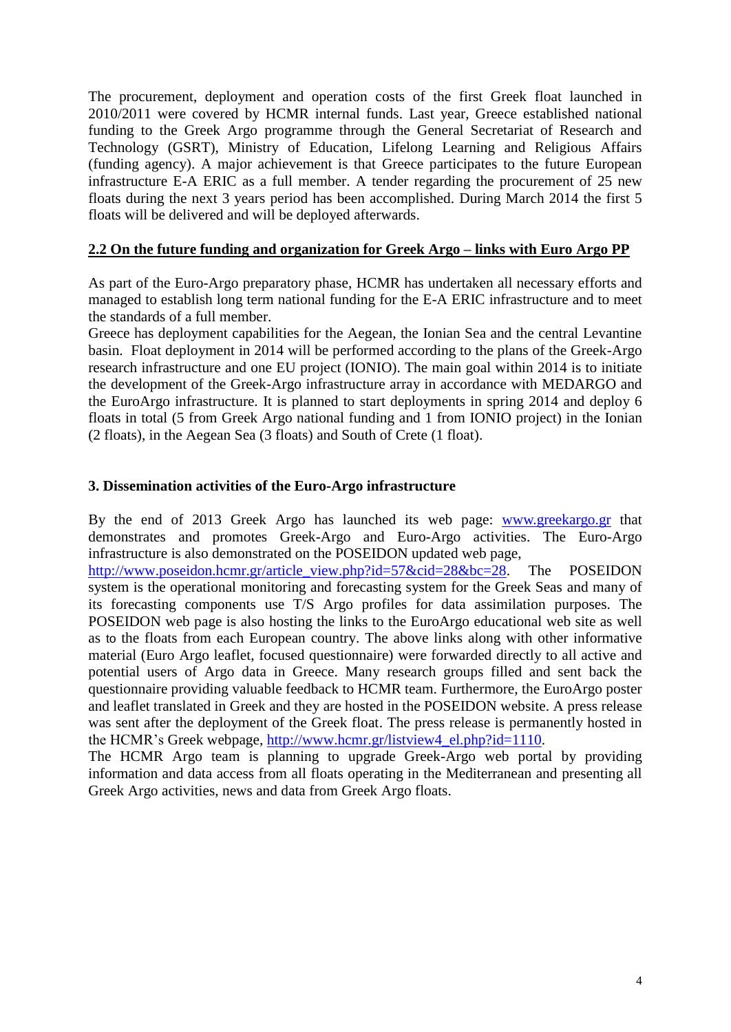The procurement, deployment and operation costs of the first Greek float launched in 2010/2011 were covered by HCMR internal funds. Last year, Greece established national funding to the Greek Argo programme through the General Secretariat of Research and Technology (GSRT), Ministry of Education, Lifelong Learning and Religious Affairs (funding agency). A major achievement is that Greece participates to the future European infrastructure E-A ERIC as a full member. A tender regarding the procurement of 25 new floats during the next 3 years period has been accomplished. During March 2014 the first 5 floats will be delivered and will be deployed afterwards.

## 2.2 On the future funding and organization for Greek Argo – links with Euro Argo PP

As part of the Euro-Argo preparatory phase, HCMR has undertaken all necessary efforts and managed to establish long term national funding for the E-A ERIC infrastructure and to meet the standards of a full member.

Greece has deployment capabilities for the Aegean, the Ionian Sea and the central Levantine basin. Float deployment in 2014 will be performed according to the plans of the Greek-Argo research infrastructure and one EU project (IONIO). The main goal within 2014 is to initiate the development of the Greek-Argo infrastructure array in accordance with MEDARGO and the EuroArgo infrastructure. It is planned to start deployments in spring 2014 and deploy 6 floats in total (5 from Greek Argo national funding and 1 from IONIO project) in the Ionian (2 floats), in the Aegean Sea (3 floats) and South of Crete (1 float).

## 3. Dissemination activities of the Euro-Argo infrastructure

By the end of 2013 Greek Argo has launched its web page: www.greekargo.gr that demonstrates and promotes Greek-Argo and Euro-Argo activities. The Euro-Argo infrastructure is also demonstrated on the POSEIDON updated web page, http://www.poseidon.hcmr.gr/article_view.php?id=57&cid=28&bc=28. The POSEIDON system is the operational monitoring and forecasting system for the Greek Seas and many of its forecasting components use T/S Argo profiles for data assimilation purposes. The POSEIDON web page is also hosting the links to the EuroArgo educational web site as well as to the floats from each European country. The above links along with other informative material (Euro Argo leaflet, focused questionnaire) were forwarded directly to all active and potential users of Argo data in Greece. Many research groups filled and sent back the questionnaire providing valuable feedback to HCMR team. Furthermore, the EuroArgo poster and leaflet translated in Greek and they are hosted in the POSEIDON website. A press release was sent after the deployment of the Greek float. The press release is permanently hosted in the HCMR's Greek webpage, http://www.hcmr.gr/listview4_el.php?id=1110.

The HCMR Argo team is planning to upgrade Greek-Argo web portal by providing information and data access from all floats operating in the Mediterranean and presenting all Greek Argo activities, news and data from Greek Argo floats.